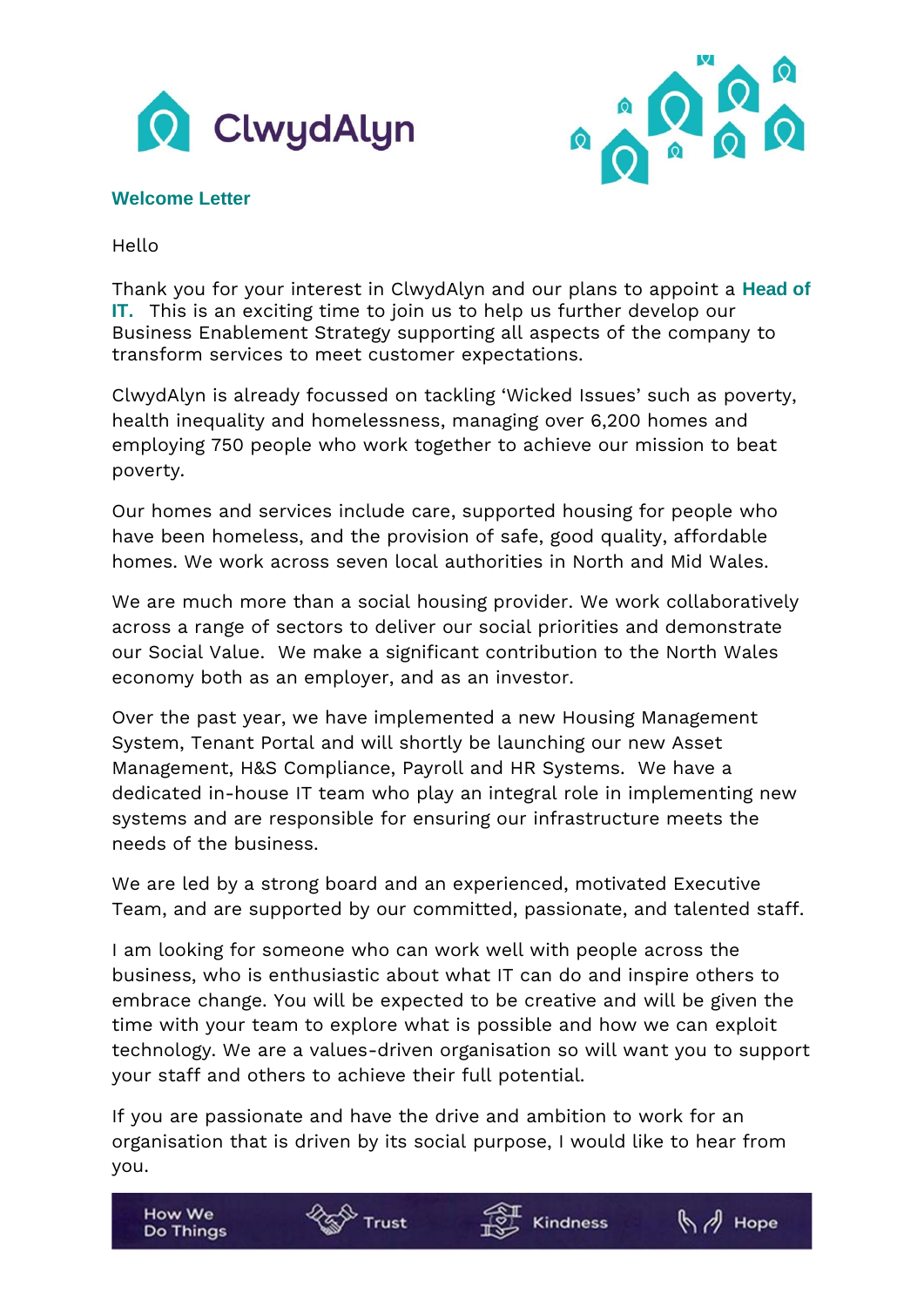ClwydAlyn

## Welcome Letter

Hello

Thank you for your interest in ClwydAlyn and our plans to appoint a **Head of IT.** This is an exciting time to join us to help us further develop our Business Enablement Strategy supporting all aspects of the company to transform services to meet customer expectations.

ClwydAlyn is already focussed on tackling 'Wicked Issues' such as poverty, health inequality and homelessness, managing over 6,200 homes and employing 750 people who work together to achieve our mission to beat poverty.

Our homes and services include care, supported housing for people who have been homeless, and the provision of safe, good quality, affordable homes. We work across seven local authorities in North and Mid Wales.

We are much more than a social housing provider. We work collaboratively across a range of sectors to deliver our social priorities and demonstrate our Social Value. We make a significant contribution to the North Wales economy both as an employer, and as an investor.

Over the past year, we have implemented a new Housing Management System, Tenant Portal and will shortly be launching our new Asset Management, H&S Compliance, Payroll and HR Systems. We have a dedicated in-house IT team who play an integral role in implementing new systems and are responsible for ensuring our infrastructure meets the needs of the business.

We are led by a strong board and an experienced, motivated Executive Team, and are supported by our committed, passionate, and talented staff.

I am looking for someone who can work well with people across the business, who is enthusiastic about what IT can do and inspire others to embrace change. You will be expected to be creative and will be given the time with your team to explore what is possible and how we can exploit technology. We are a values-driven organisation so will want you to support your staff and others to achieve their full potential.

If you are passionate and have the drive and ambition to work for an organisation that is driven by its social purpose, I would like to hear from you.

How We Do Things | Trust | Kindness | Hope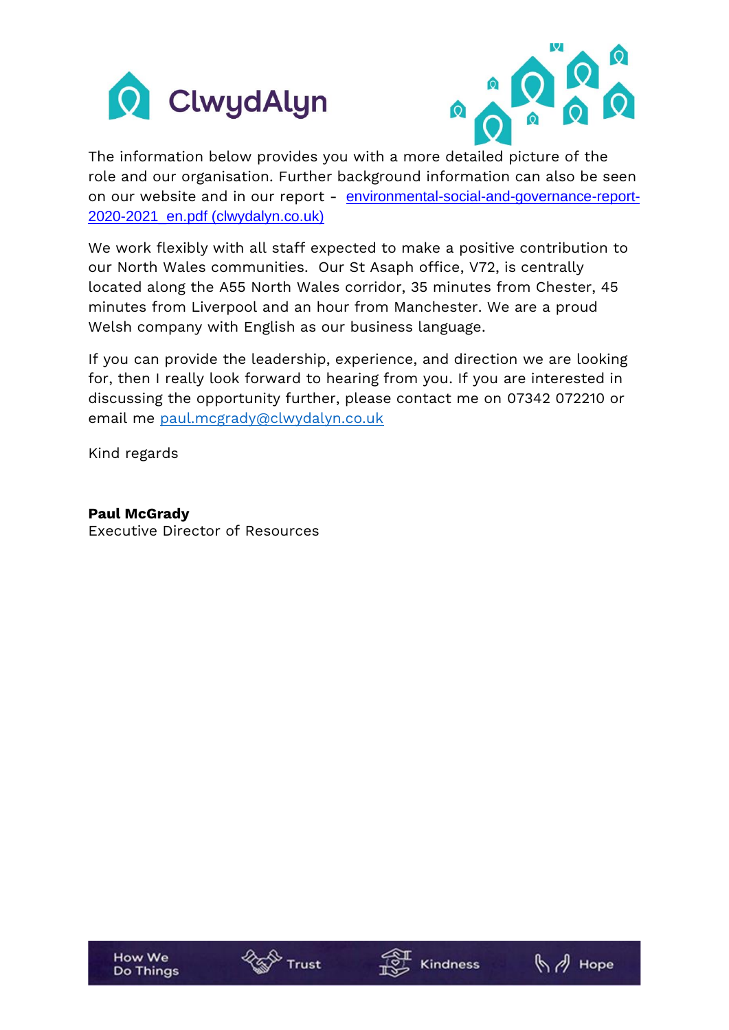The information below provides you with a more detailed picture of the role and our organisation. Further background information can also be seen on our website and in our report - environmental-social-and-governance-report-2020-2021_en.pdf (clwydalyn.co.uk)

We work flexibly with all staff expected to make a positive contribution to our North Wales communities. Our St Asaph office, V72, is centrally located along the A55 North Wales corridor, 35 minutes from Chester, 45 minutes from Liverpool and an hour from Manchester. We are a proud Welsh company with English as our business language.

If you can provide the leadership, experience, and direction we are looking for, then I really look forward to hearing from you. If you are interested in discussing the opportunity further, please contact me on 07342 072210 or email me paul.mcgrady@clwydalyn.co.uk

Kind regards

**Paul McGrady**
Executive Director of Resources

How We Do Things | Trust | Kindness | Hope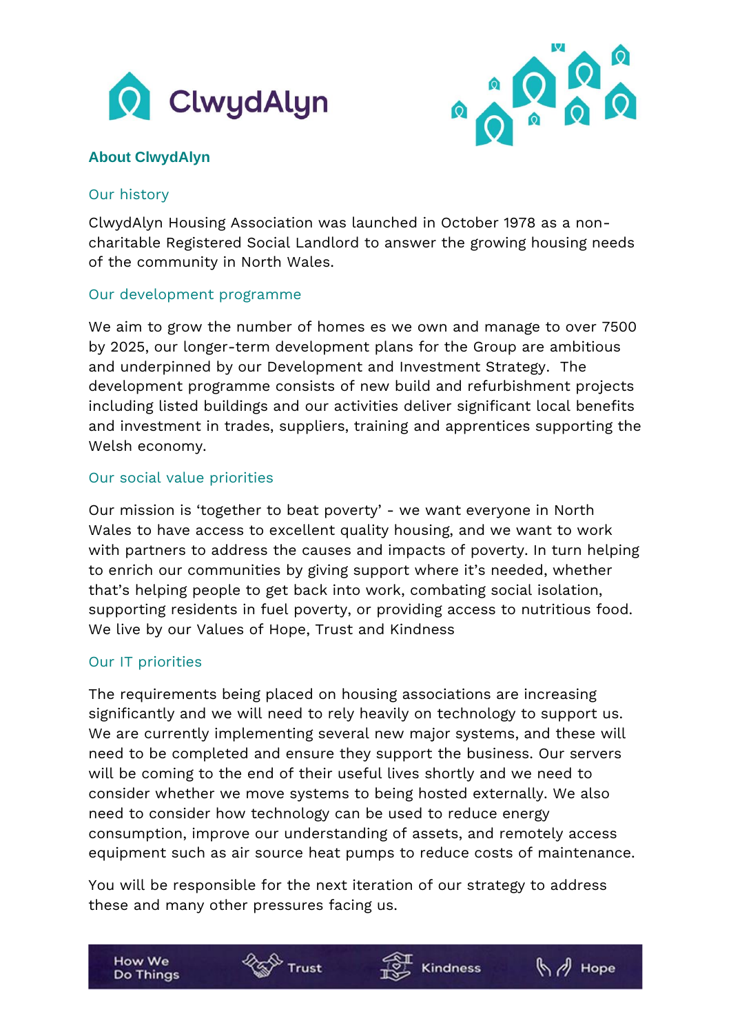## About ClwydAlyn

### Our history

ClwydAlyn Housing Association was launched in October 1978 as a non-charitable Registered Social Landlord to answer the growing housing needs of the community in North Wales.

### Our development programme

We aim to grow the number of homes es we own and manage to over 7500 by 2025, our longer-term development plans for the Group are ambitious and underpinned by our Development and Investment Strategy. The development programme consists of new build and refurbishment projects including listed buildings and our activities deliver significant local benefits and investment in trades, suppliers, training and apprentices supporting the Welsh economy.

### Our social value priorities

Our mission is 'together to beat poverty' - we want everyone in North Wales to have access to excellent quality housing, and we want to work with partners to address the causes and impacts of poverty. In turn helping to enrich our communities by giving support where it's needed, whether that's helping people to get back into work, combating social isolation, supporting residents in fuel poverty, or providing access to nutritious food. We live by our Values of Hope, Trust and Kindness

### Our IT priorities

The requirements being placed on housing associations are increasing significantly and we will need to rely heavily on technology to support us. We are currently implementing several new major systems, and these will need to be completed and ensure they support the business. Our servers will be coming to the end of their useful lives shortly and we need to consider whether we move systems to being hosted externally. We also need to consider how technology can be used to reduce energy consumption, improve our understanding of assets, and remotely access equipment such as air source heat pumps to reduce costs of maintenance.

You will be responsible for the next iteration of our strategy to address these and many other pressures facing us.

How We Do Things | Trust | Kindness | Hope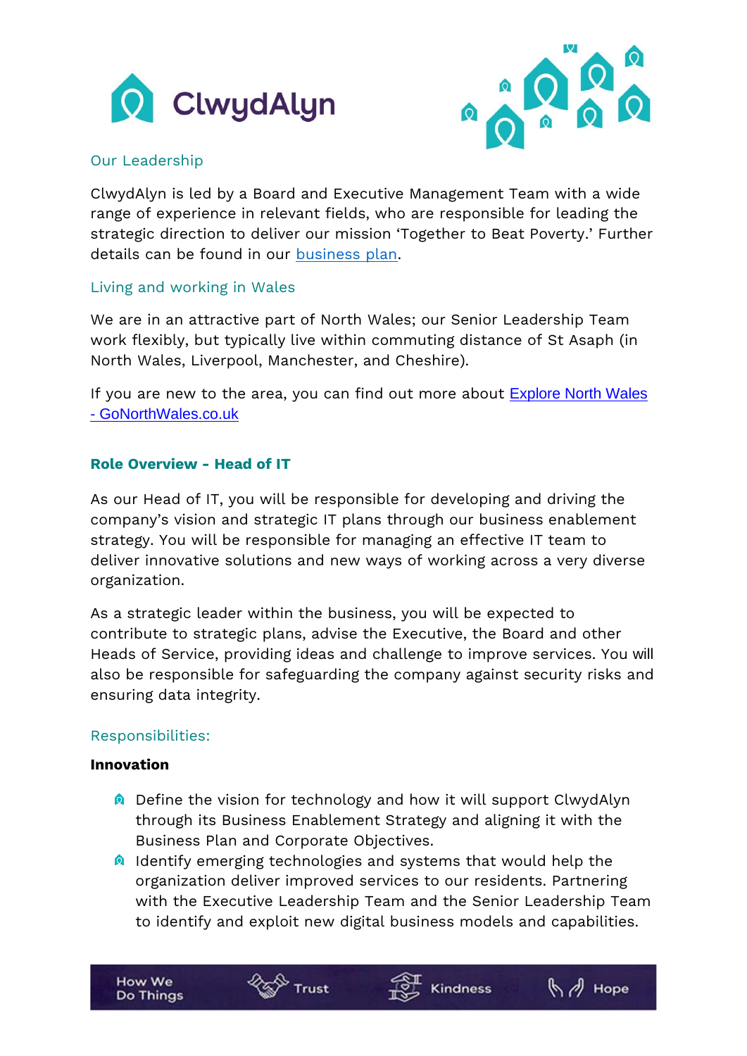## Our Leadership

ClwydAlyn is led by a Board and Executive Management Team with a wide range of experience in relevant fields, who are responsible for leading the strategic direction to deliver our mission 'Together to Beat Poverty.' Further details can be found in our business plan.

## Living and working in Wales

We are in an attractive part of North Wales; our Senior Leadership Team work flexibly, but typically live within commuting distance of St Asaph (in North Wales, Liverpool, Manchester, and Cheshire).

If you are new to the area, you can find out more about Explore North Wales - GoNorthWales.co.uk

## Role Overview - Head of IT

As our Head of IT, you will be responsible for developing and driving the company's vision and strategic IT plans through our business enablement strategy. You will be responsible for managing an effective IT team to deliver innovative solutions and new ways of working across a very diverse organization.

As a strategic leader within the business, you will be expected to contribute to strategic plans, advise the Executive, the Board and other Heads of Service, providing ideas and challenge to improve services. You will also be responsible for safeguarding the company against security risks and ensuring data integrity.

## Responsibilities:

**Innovation**

- Define the vision for technology and how it will support ClwydAlyn through its Business Enablement Strategy and aligning it with the Business Plan and Corporate Objectives.
- Identify emerging technologies and systems that would help the organization deliver improved services to our residents. Partnering with the Executive Leadership Team and the Senior Leadership Team to identify and exploit new digital business models and capabilities.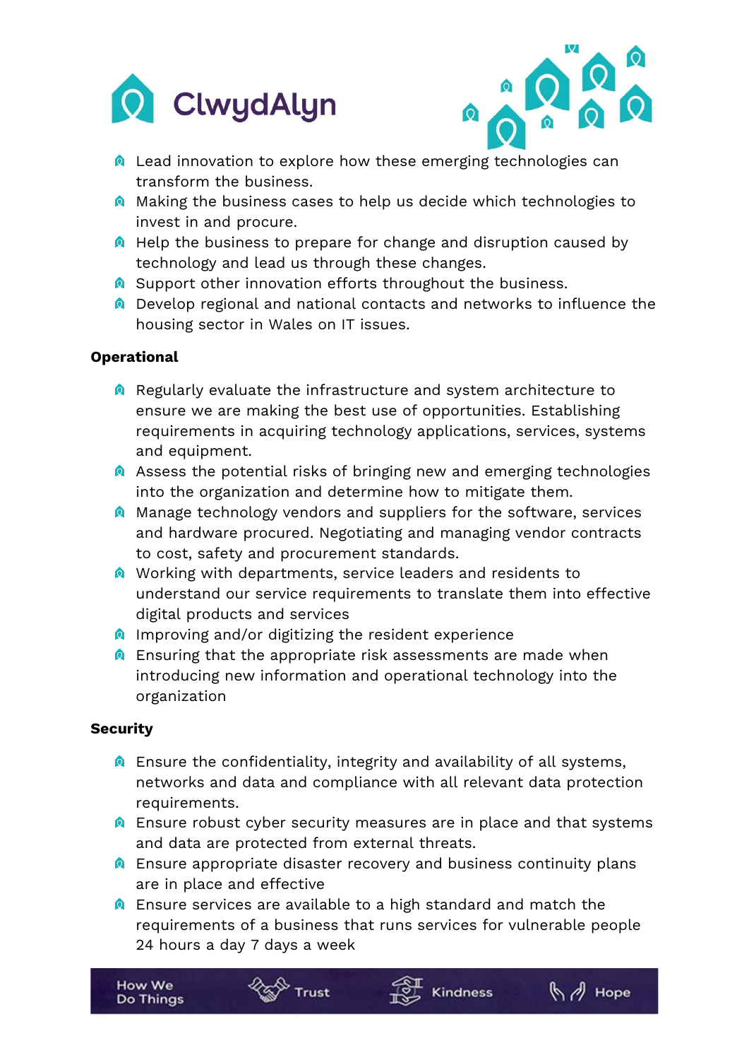- Lead innovation to explore how these emerging technologies can transform the business.
- Making the business cases to help us decide which technologies to invest in and procure.
- Help the business to prepare for change and disruption caused by technology and lead us through these changes.
- Support other innovation efforts throughout the business.
- Develop regional and national contacts and networks to influence the housing sector in Wales on IT issues.

**Operational**

- Regularly evaluate the infrastructure and system architecture to ensure we are making the best use of opportunities. Establishing requirements in acquiring technology applications, services, systems and equipment.
- Assess the potential risks of bringing new and emerging technologies into the organization and determine how to mitigate them.
- Manage technology vendors and suppliers for the software, services and hardware procured. Negotiating and managing vendor contracts to cost, safety and procurement standards.
- Working with departments, service leaders and residents to understand our service requirements to translate them into effective digital products and services
- Improving and/or digitizing the resident experience
- Ensuring that the appropriate risk assessments are made when introducing new information and operational technology into the organization

**Security**

- Ensure the confidentiality, integrity and availability of all systems, networks and data and compliance with all relevant data protection requirements.
- Ensure robust cyber security measures are in place and that systems and data are protected from external threats.
- Ensure appropriate disaster recovery and business continuity plans are in place and effective
- Ensure services are available to a high standard and match the requirements of a business that runs services for vulnerable people 24 hours a day 7 days a week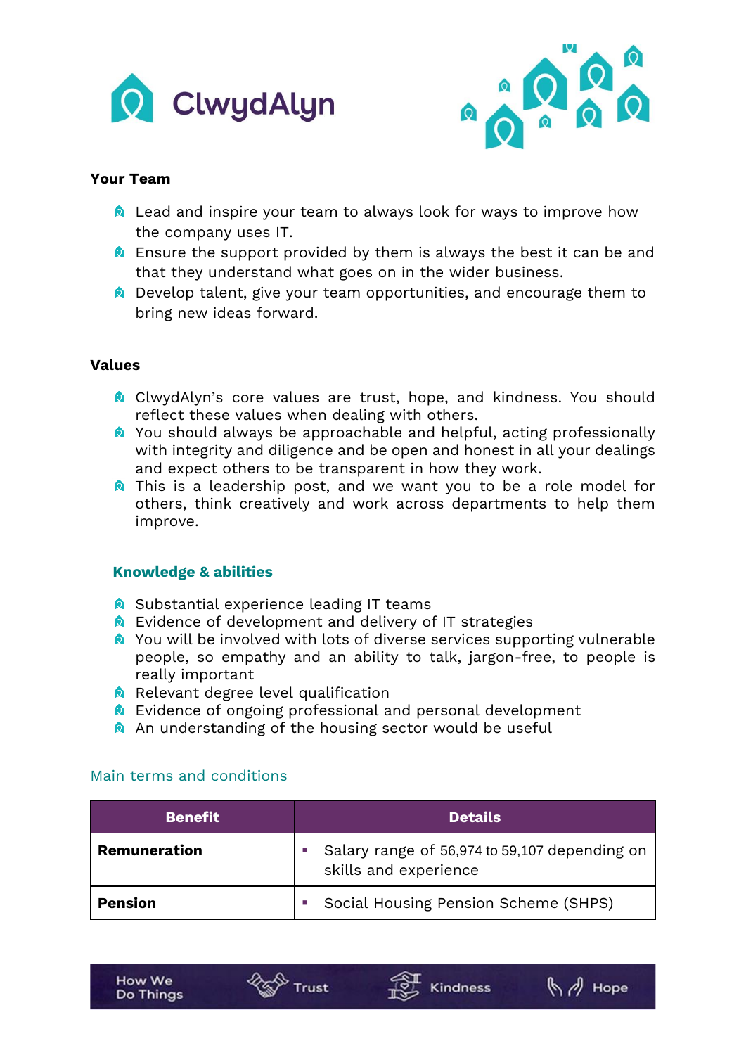### Your Team

- Lead and inspire your team to always look for ways to improve how the company uses IT.
- Ensure the support provided by them is always the best it can be and that they understand what goes on in the wider business.
- Develop talent, give your team opportunities, and encourage them to bring new ideas forward.

### Values

- ClwydAlyn's core values are trust, hope, and kindness. You should reflect these values when dealing with others.
- You should always be approachable and helpful, acting professionally with integrity and diligence and be open and honest in all your dealings and expect others to be transparent in how they work.
- This is a leadership post, and we want you to be a role model for others, think creatively and work across departments to help them improve.

### Knowledge & abilities

- Substantial experience leading IT teams
- Evidence of development and delivery of IT strategies
- You will be involved with lots of diverse services supporting vulnerable people, so empathy and an ability to talk, jargon-free, to people is really important
- Relevant degree level qualification
- Evidence of ongoing professional and personal development
- An understanding of the housing sector would be useful

### Main terms and conditions

| Benefit | Details |
|---|---|
| **Remuneration** | ▪ Salary range of 56,974 to 59,107 depending on skills and experience |
| **Pension** | ▪ Social Housing Pension Scheme (SHPS) |

How We Do Things — Trust — Kindness — Hope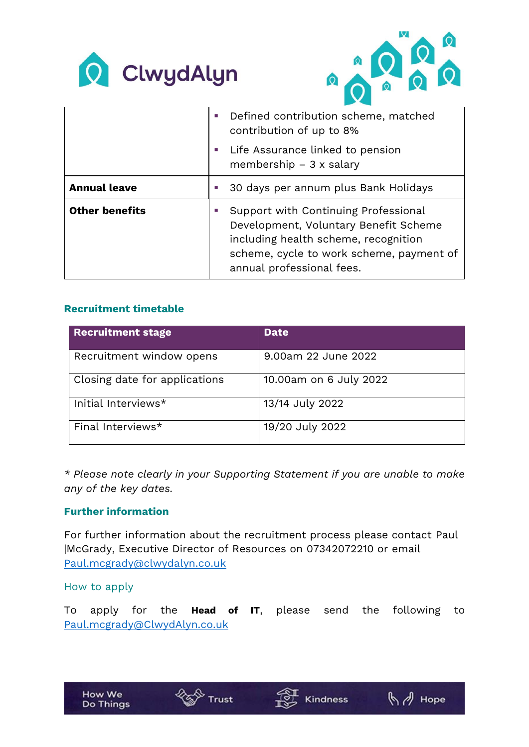|  |  |
|---|---|
|  | ▪ Defined contribution scheme, matched contribution of up to 8%<br>▪ Life Assurance linked to pension membership – 3 x salary |
| **Annual leave** | ▪ 30 days per annum plus Bank Holidays |
| **Other benefits** | ▪ Support with Continuing Professional Development, Voluntary Benefit Scheme including health scheme, recognition scheme, cycle to work scheme, payment of annual professional fees. |

## Recruitment timetable

| Recruitment stage | Date |
|---|---|
| Recruitment window opens | 9.00am 22 June 2022 |
| Closing date for applications | 10.00am on 6 July 2022 |
| Initial Interviews* | 13/14 July 2022 |
| Final Interviews* | 19/20 July 2022 |

*\* Please note clearly in your Supporting Statement if you are unable to make any of the key dates.*

## Further information

For further information about the recruitment process please contact Paul |McGrady, Executive Director of Resources on 07342072210 or email Paul.mcgrady@clwydalyn.co.uk

## How to apply

To apply for the **Head of IT**, please send the following to Paul.mcgrady@ClwydAlyn.co.uk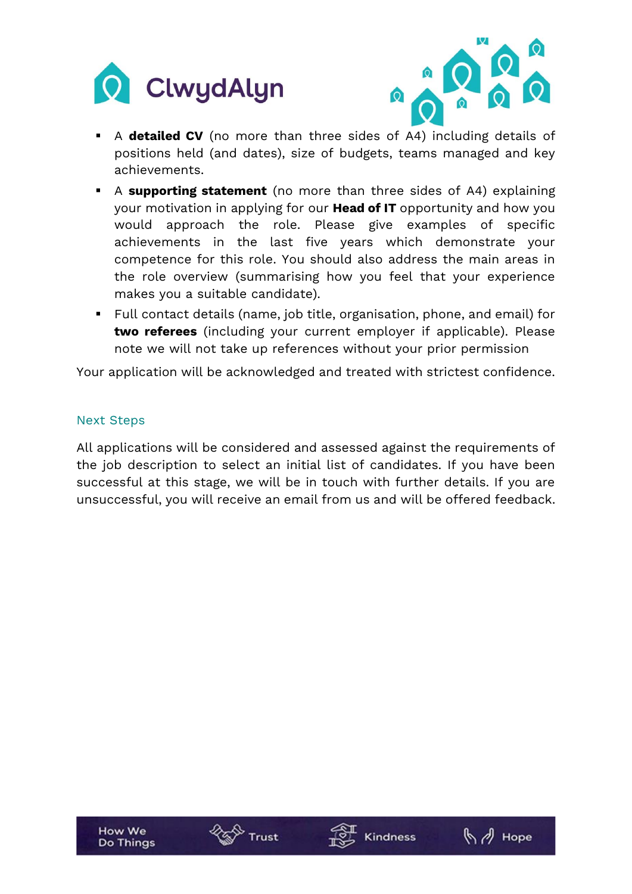- A **detailed CV** (no more than three sides of A4) including details of positions held (and dates), size of budgets, teams managed and key achievements.
- A **supporting statement** (no more than three sides of A4) explaining your motivation in applying for our **Head of IT** opportunity and how you would approach the role. Please give examples of specific achievements in the last five years which demonstrate your competence for this role. You should also address the main areas in the role overview (summarising how you feel that your experience makes you a suitable candidate).
- Full contact details (name, job title, organisation, phone, and email) for **two referees** (including your current employer if applicable). Please note we will not take up references without your prior permission

Your application will be acknowledged and treated with strictest confidence.

## Next Steps

All applications will be considered and assessed against the requirements of the job description to select an initial list of candidates. If you have been successful at this stage, we will be in touch with further details. If you are unsuccessful, you will receive an email from us and will be offered feedback.